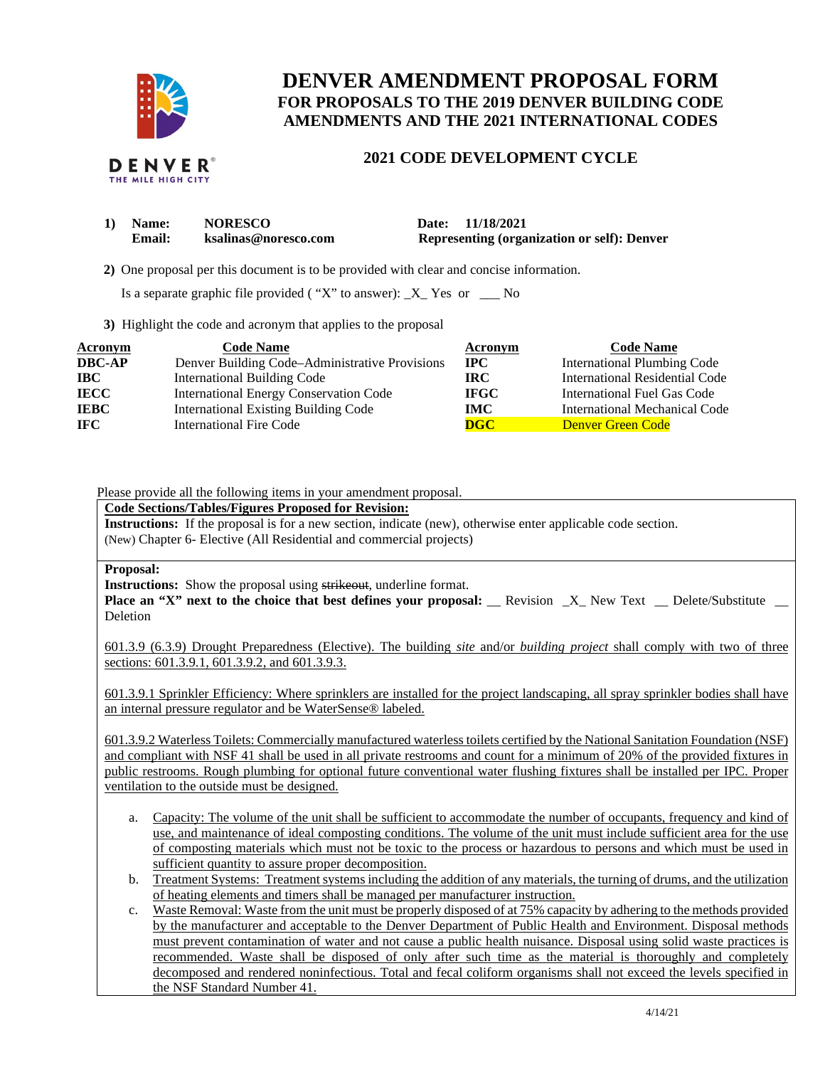# DENVER AMENDMENT PROPOSAL FORM

## FOR PROPOSALS TO THE 2019 DENVER BUILDING CODE AMENDMENTS AND THE 2021 INTERNATIONAL CODES

### 2021 CODE DEVELOPMENT CYCLE

**1) Name:** **NORESCO** **Date: 11/18/2021**
**Email:** **ksalinas@noresco.com** **Representing (organization or self): Denver**

**2)** One proposal per this document is to be provided with clear and concise information.

Is a separate graphic file provided ( "X" to answer): _X_ Yes or ___ No

**3)** Highlight the code and acronym that applies to the proposal

| Acronym | Code Name | Acronym | Code Name |
|---|---|---|---|
| **DBC-AP** | Denver Building Code–Administrative Provisions | **IPC** | International Plumbing Code |
| **IBC** | International Building Code | **IRC** | International Residential Code |
| **IECC** | International Energy Conservation Code | **IFGC** | International Fuel Gas Code |
| **IEBC** | International Existing Building Code | **IMC** | International Mechanical Code |
| **IFC** | International Fire Code | **DGC** | Denver Green Code |

Please provide all the following items in your amendment proposal.

**Code Sections/Tables/Figures Proposed for Revision:**

**Instructions:** If the proposal is for a new section, indicate (new), otherwise enter applicable code section.
(New) Chapter 6- Elective (All Residential and commercial projects)

**Proposal:**

**Instructions:** Show the proposal using ~~strikeout~~, underline format.
**Place an "X" next to the choice that best defines your proposal:** __ Revision _X_ New Text __ Delete/Substitute __ Deletion

601.3.9 (6.3.9) Drought Preparedness (Elective). The building *site* and/or *building project* shall comply with two of three sections: 601.3.9.1, 601.3.9.2, and 601.3.9.3.

601.3.9.1 Sprinkler Efficiency: Where sprinklers are installed for the project landscaping, all spray sprinkler bodies shall have an internal pressure regulator and be WaterSense® labeled.

601.3.9.2 Waterless Toilets: Commercially manufactured waterless toilets certified by the National Sanitation Foundation (NSF) and compliant with NSF 41 shall be used in all private restrooms and count for a minimum of 20% of the provided fixtures in public restrooms. Rough plumbing for optional future conventional water flushing fixtures shall be installed per IPC. Proper ventilation to the outside must be designed.

a. Capacity: The volume of the unit shall be sufficient to accommodate the number of occupants, frequency and kind of use, and maintenance of ideal composting conditions. The volume of the unit must include sufficient area for the use of composting materials which must not be toxic to the process or hazardous to persons and which must be used in sufficient quantity to assure proper decomposition.
b. Treatment Systems: Treatment systems including the addition of any materials, the turning of drums, and the utilization of heating elements and timers shall be managed per manufacturer instruction.
c. Waste Removal: Waste from the unit must be properly disposed of at 75% capacity by adhering to the methods provided by the manufacturer and acceptable to the Denver Department of Public Health and Environment. Disposal methods must prevent contamination of water and not cause a public health nuisance. Disposal using solid waste practices is recommended. Waste shall be disposed of only after such time as the material is thoroughly and completely decomposed and rendered noninfectious. Total and fecal coliform organisms shall not exceed the levels specified in the NSF Standard Number 41.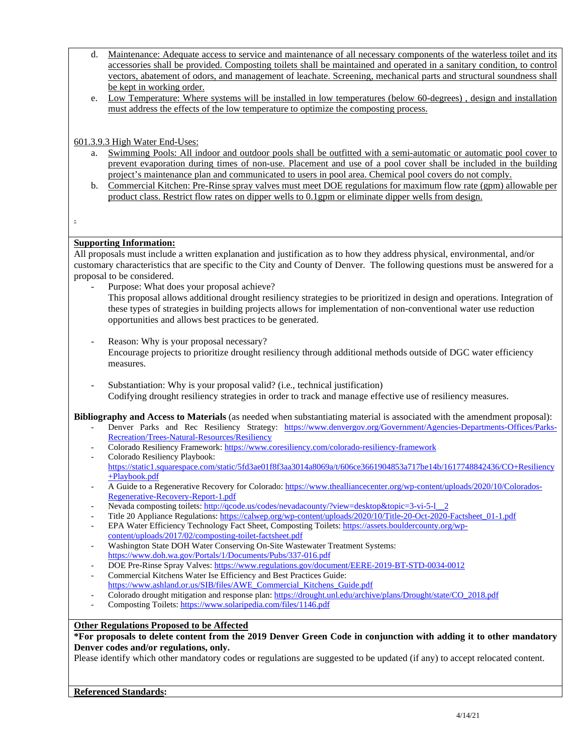d. Maintenance: Adequate access to service and maintenance of all necessary components of the waterless toilet and its accessories shall be provided. Composting toilets shall be maintained and operated in a sanitary condition, to control vectors, abatement of odors, and management of leachate. Screening, mechanical parts and structural soundness shall be kept in working order.

e. Low Temperature: Where systems will be installed in low temperatures (below 60-degrees) , design and installation must address the effects of the low temperature to optimize the composting process.

601.3.9.3 High Water End-Uses:

a. Swimming Pools: All indoor and outdoor pools shall be outfitted with a semi-automatic or automatic pool cover to prevent evaporation during times of non-use. Placement and use of a pool cover shall be included in the building project's maintenance plan and communicated to users in pool area. Chemical pool covers do not comply.

b. Commercial Kitchen: Pre-Rinse spray valves must meet DOE regulations for maximum flow rate (gpm) allowable per product class. Restrict flow rates on dipper wells to 0.1gpm or eliminate dipper wells from design.

.

**Supporting Information:**

All proposals must include a written explanation and justification as to how they address physical, environmental, and/or customary characteristics that are specific to the City and County of Denver. The following questions must be answered for a proposal to be considered.

- Purpose: What does your proposal achieve?
  This proposal allows additional drought resiliency strategies to be prioritized in design and operations. Integration of these types of strategies in building projects allows for implementation of non-conventional water use reduction opportunities and allows best practices to be generated.

- Reason: Why is your proposal necessary?
  Encourage projects to prioritize drought resiliency through additional methods outside of DGC water efficiency measures.

- Substantiation: Why is your proposal valid? (i.e., technical justification)
  Codifying drought resiliency strategies in order to track and manage effective use of resiliency measures.

**Bibliography and Access to Materials** (as needed when substantiating material is associated with the amendment proposal):

- Denver Parks and Rec Resiliency Strategy: https://www.denvergov.org/Government/Agencies-Departments-Offices/Parks-Recreation/Trees-Natural-Resources/Resiliency
- Colorado Resiliency Framework: https://www.coresiliency.com/colorado-resiliency-framework
- Colorado Resiliency Playbook: https://static1.squarespace.com/static/5fd3ae01f8f3aa3014a8069a/t/606ce3661904853a717be14b/1617748842436/CO+Resiliency+Playbook.pdf
- A Guide to a Regenerative Recovery for Colorado: https://www.thealliancecenter.org/wp-content/uploads/2020/10/Colorados-Regenerative-Recovery-Report-1.pdf
- Nevada composting toilets: http://qcode.us/codes/nevadacounty/?view=desktop&topic=3-vi-5-l__2
- Title 20 Appliance Regulations: https://calwep.org/wp-content/uploads/2020/10/Title-20-Oct-2020-Factsheet_01-1.pdf
- EPA Water Efficiency Technology Fact Sheet, Composting Toilets: https://assets.bouldercounty.org/wp-content/uploads/2017/02/composting-toilet-factsheet.pdf
- Washington State DOH Water Conserving On-Site Wastewater Treatment Systems: https://www.doh.wa.gov/Portals/1/Documents/Pubs/337-016.pdf
- DOE Pre-Rinse Spray Valves: https://www.regulations.gov/document/EERE-2019-BT-STD-0034-0012
- Commercial Kitchens Water Ise Efficiency and Best Practices Guide: https://www.ashland.or.us/SIB/files/AWE_Commercial_Kitchens_Guide.pdf
- Colorado drought mitigation and response plan: https://drought.unl.edu/archive/plans/Drought/state/CO_2018.pdf
- Composting Toilets: https://www.solaripedia.com/files/1146.pdf

**Other Regulations Proposed to be Affected**

**\*For proposals to delete content from the 2019 Denver Green Code in conjunction with adding it to other mandatory Denver codes and/or regulations, only.**

Please identify which other mandatory codes or regulations are suggested to be updated (if any) to accept relocated content.

**Referenced Standards:**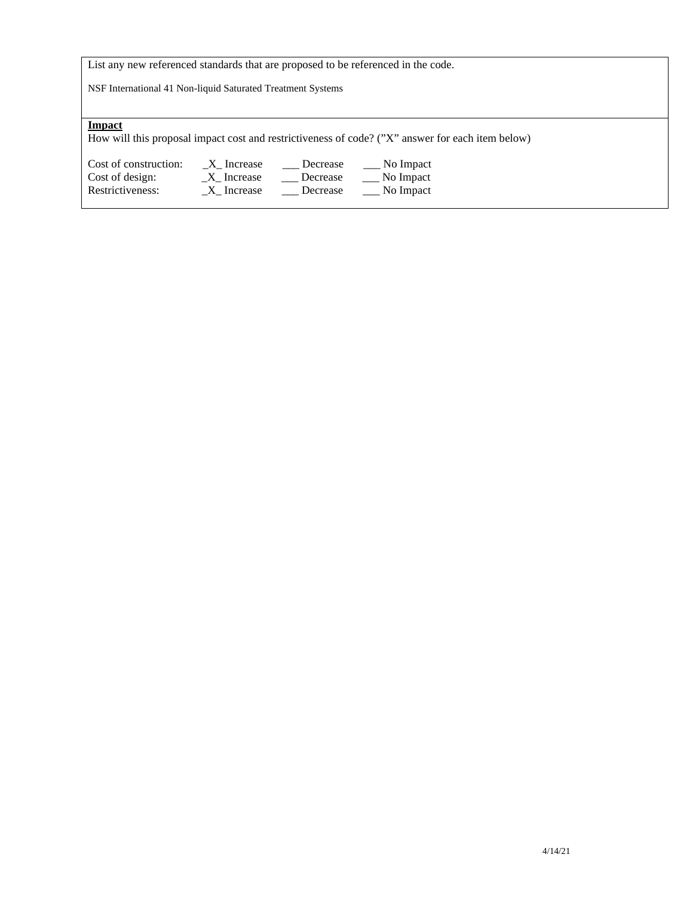List any new referenced standards that are proposed to be referenced in the code.

NSF International 41 Non-liquid Saturated Treatment Systems

**Impact**

How will this proposal impact cost and restrictiveness of code? (”X” answer for each item below)

| | | | |
|---|---|---|---|
| Cost of construction: | _X_ Increase | ___ Decrease | ___ No Impact |
| Cost of design: | _X_ Increase | ___ Decrease | ___ No Impact |
| Restrictiveness: | _X_ Increase | ___ Decrease | ___ No Impact |

4/14/21